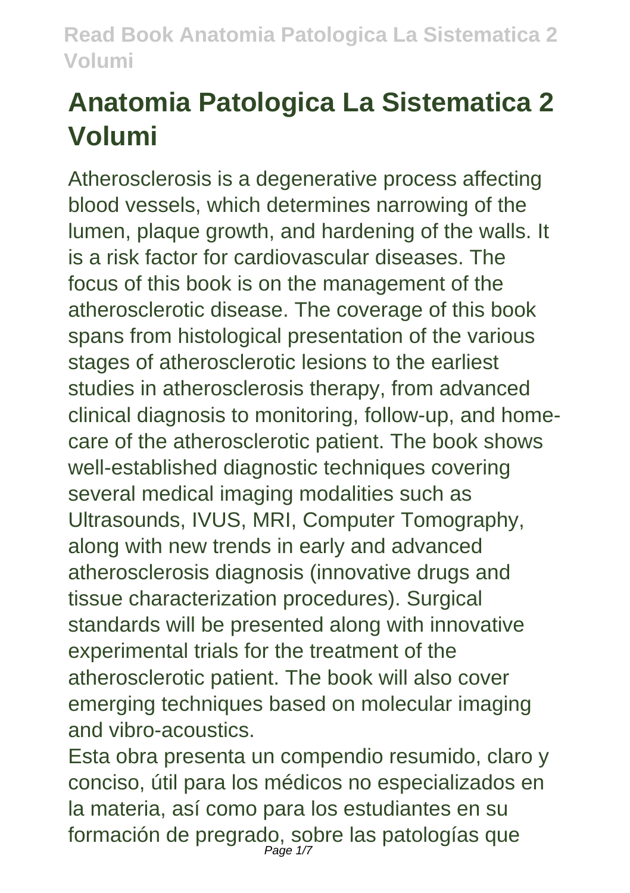# Anatomia Patologica La Sistematica 2 Volumi

Atherosclerosis is a degenerative process affecting blood vessels, which determines narrowing of the lumen, plaque growth, and hardening of the walls. It is a risk factor for cardiovascular diseases. The focus of this book is on the management of the atherosclerotic disease. The coverage of this book spans from histological presentation of the various stages of atherosclerotic lesions to the earliest studies in atherosclerosis therapy, from advanced clinical diagnosis to monitoring, follow-up, and home-care of the atherosclerotic patient. The book shows well-established diagnostic techniques covering several medical imaging modalities such as Ultrasounds, IVUS, MRI, Computer Tomography, along with new trends in early and advanced atherosclerosis diagnosis (innovative drugs and tissue characterization procedures). Surgical standards will be presented along with innovative experimental trials for the treatment of the atherosclerotic patient. The book will also cover emerging techniques based on molecular imaging and vibro-acoustics.

Esta obra presenta un compendio resumido, claro y conciso, útil para los médicos no especializados en la materia, así como para los estudiantes en su formación de pregrado, sobre las patologías que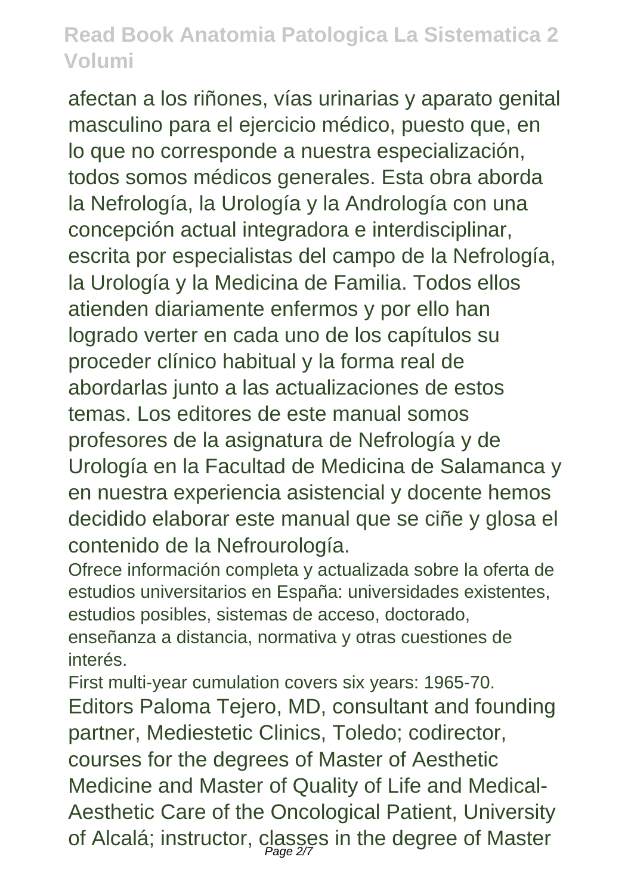afectan a los riñones, vías urinarias y aparato genital masculino para el ejercicio médico, puesto que, en lo que no corresponde a nuestra especialización, todos somos médicos generales. Esta obra aborda la Nefrología, la Urología y la Andrología con una concepción actual integradora e interdisciplinar, escrita por especialistas del campo de la Nefrología, la Urología y la Medicina de Familia. Todos ellos atienden diariamente enfermos y por ello han logrado verter en cada uno de los capítulos su proceder clínico habitual y la forma real de abordarlas junto a las actualizaciones de estos temas. Los editores de este manual somos profesores de la asignatura de Nefrología y de Urología en la Facultad de Medicina de Salamanca y en nuestra experiencia asistencial y docente hemos decidido elaborar este manual que se ciñe y glosa el contenido de la Nefrourología.

Ofrece información completa y actualizada sobre la oferta de estudios universitarios en España: universidades existentes, estudios posibles, sistemas de acceso, doctorado, enseñanza a distancia, normativa y otras cuestiones de interés.

First multi-year cumulation covers six years: 1965-70.

Editors Paloma Tejero, MD, consultant and founding partner, Mediestetic Clinics, Toledo; codirector, courses for the degrees of Master of Aesthetic Medicine and Master of Quality of Life and Medical-Aesthetic Care of the Oncological Patient, University of Alcalá; instructor, classes in the degree of Master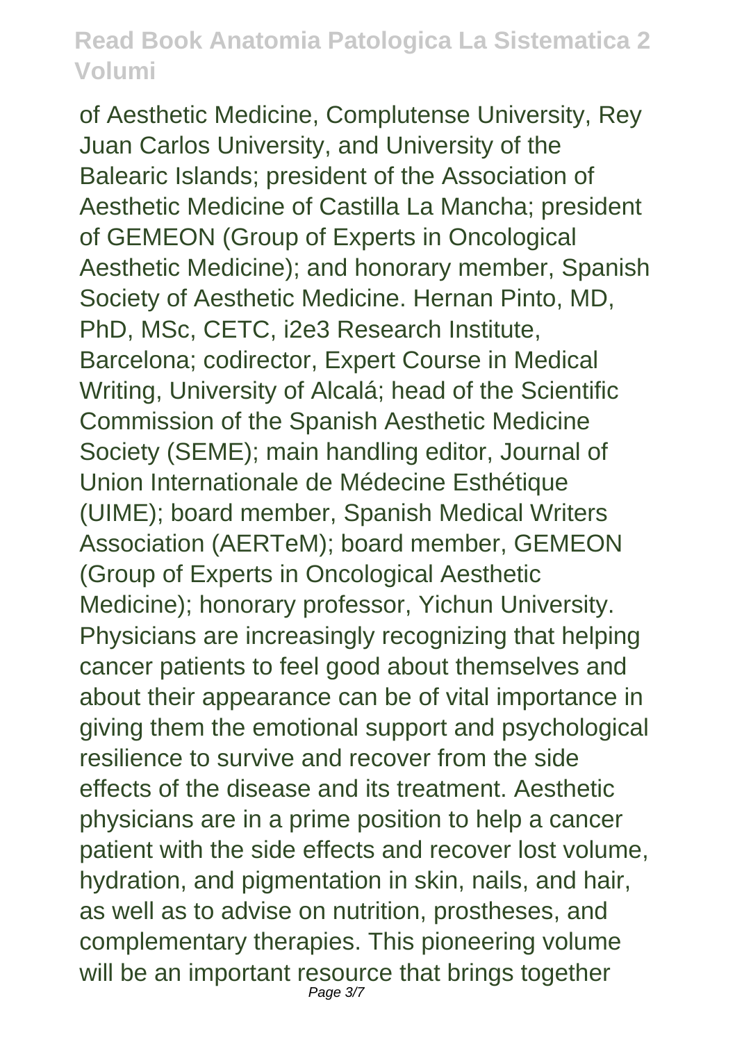of Aesthetic Medicine, Complutense University, Rey Juan Carlos University, and University of the Balearic Islands; president of the Association of Aesthetic Medicine of Castilla La Mancha; president of GEMEON (Group of Experts in Oncological Aesthetic Medicine); and honorary member, Spanish Society of Aesthetic Medicine. Hernan Pinto, MD, PhD, MSc, CETC, i2e3 Research Institute, Barcelona; codirector, Expert Course in Medical Writing, University of Alcalá; head of the Scientific Commission of the Spanish Aesthetic Medicine Society (SEME); main handling editor, Journal of Union Internationale de Médecine Esthétique (UIME); board member, Spanish Medical Writers Association (AERTeM); board member, GEMEON (Group of Experts in Oncological Aesthetic Medicine); honorary professor, Yichun University. Physicians are increasingly recognizing that helping cancer patients to feel good about themselves and about their appearance can be of vital importance in giving them the emotional support and psychological resilience to survive and recover from the side effects of the disease and its treatment. Aesthetic physicians are in a prime position to help a cancer patient with the side effects and recover lost volume, hydration, and pigmentation in skin, nails, and hair, as well as to advise on nutrition, prostheses, and complementary therapies. This pioneering volume will be an important resource that brings together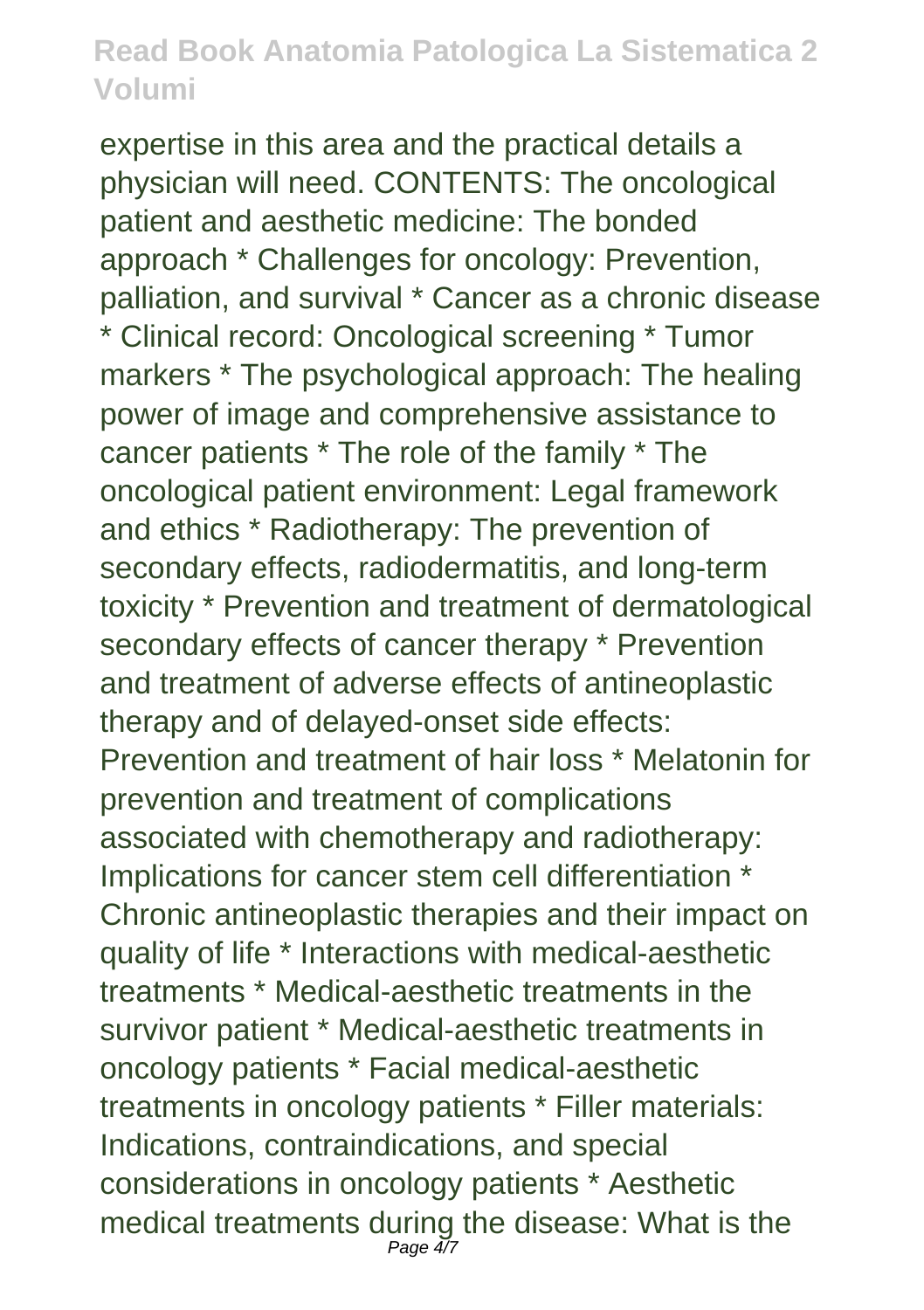expertise in this area and the practical details a physician will need. CONTENTS: The oncological patient and aesthetic medicine: The bonded approach * Challenges for oncology: Prevention, palliation, and survival * Cancer as a chronic disease * Clinical record: Oncological screening * Tumor markers * The psychological approach: The healing power of image and comprehensive assistance to cancer patients * The role of the family * The oncological patient environment: Legal framework and ethics * Radiotherapy: The prevention of secondary effects, radiodermatitis, and long-term toxicity * Prevention and treatment of dermatological secondary effects of cancer therapy * Prevention and treatment of adverse effects of antineoplastic therapy and of delayed-onset side effects: Prevention and treatment of hair loss * Melatonin for prevention and treatment of complications associated with chemotherapy and radiotherapy: Implications for cancer stem cell differentiation * Chronic antineoplastic therapies and their impact on quality of life * Interactions with medical-aesthetic treatments * Medical-aesthetic treatments in the survivor patient * Medical-aesthetic treatments in oncology patients * Facial medical-aesthetic treatments in oncology patients * Filler materials: Indications, contraindications, and special considerations in oncology patients * Aesthetic medical treatments during the disease: What is the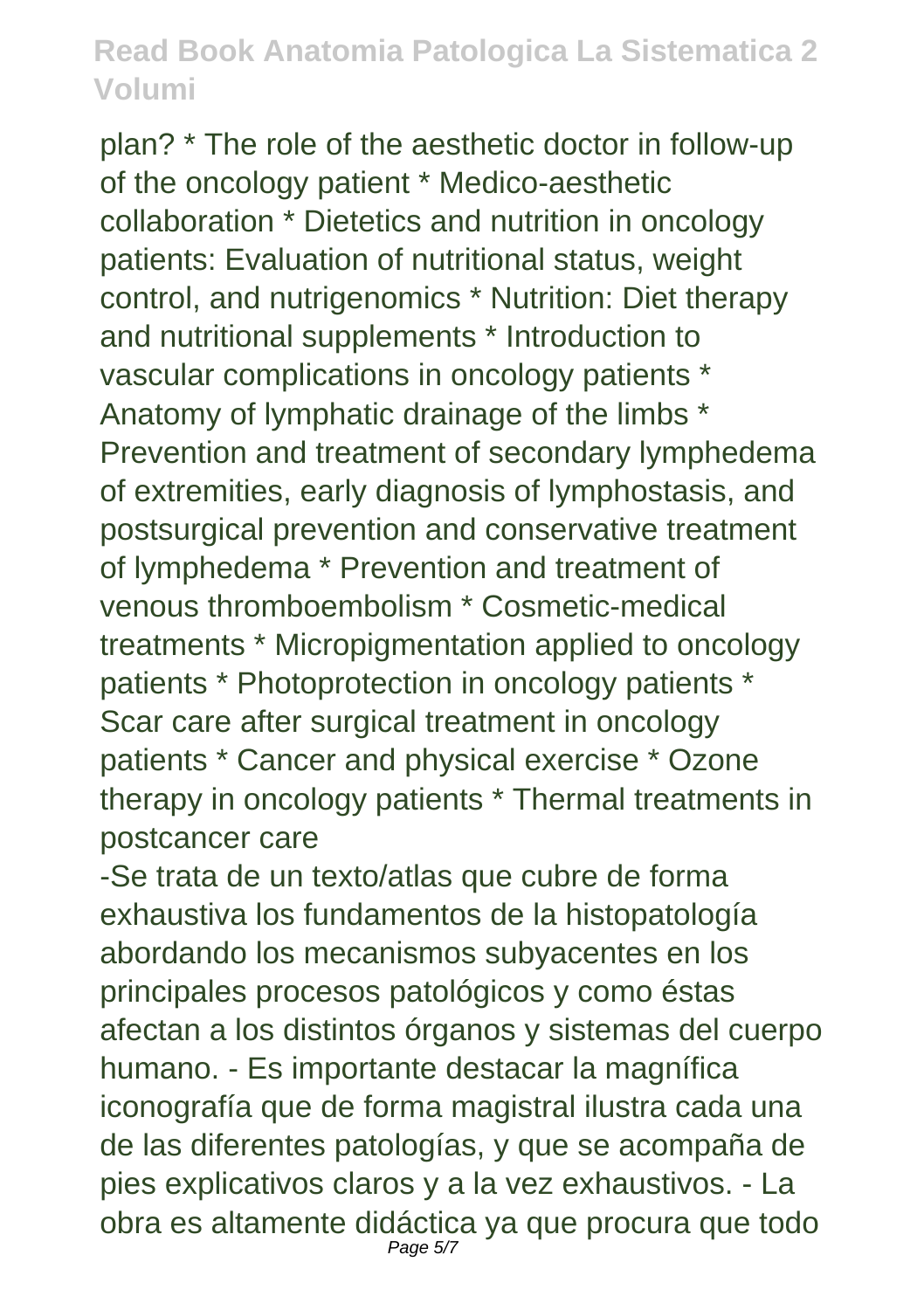plan? * The role of the aesthetic doctor in follow-up of the oncology patient * Medico-aesthetic collaboration * Dietetics and nutrition in oncology patients: Evaluation of nutritional status, weight control, and nutrigenomics * Nutrition: Diet therapy and nutritional supplements * Introduction to vascular complications in oncology patients * Anatomy of lymphatic drainage of the limbs * Prevention and treatment of secondary lymphedema of extremities, early diagnosis of lymphostasis, and postsurgical prevention and conservative treatment of lymphedema * Prevention and treatment of venous thromboembolism * Cosmetic-medical treatments * Micropigmentation applied to oncology patients * Photoprotection in oncology patients * Scar care after surgical treatment in oncology patients * Cancer and physical exercise * Ozone therapy in oncology patients * Thermal treatments in postcancer care

-Se trata de un texto/atlas que cubre de forma exhaustiva los fundamentos de la histopatología abordando los mecanismos subyacentes en los principales procesos patológicos y como éstas afectan a los distintos órganos y sistemas del cuerpo humano. - Es importante destacar la magnífica iconografía que de forma magistral ilustra cada una de las diferentes patologías, y que se acompaña de pies explicativos claros y a la vez exhaustivos. - La obra es altamente didáctica ya que procura que todo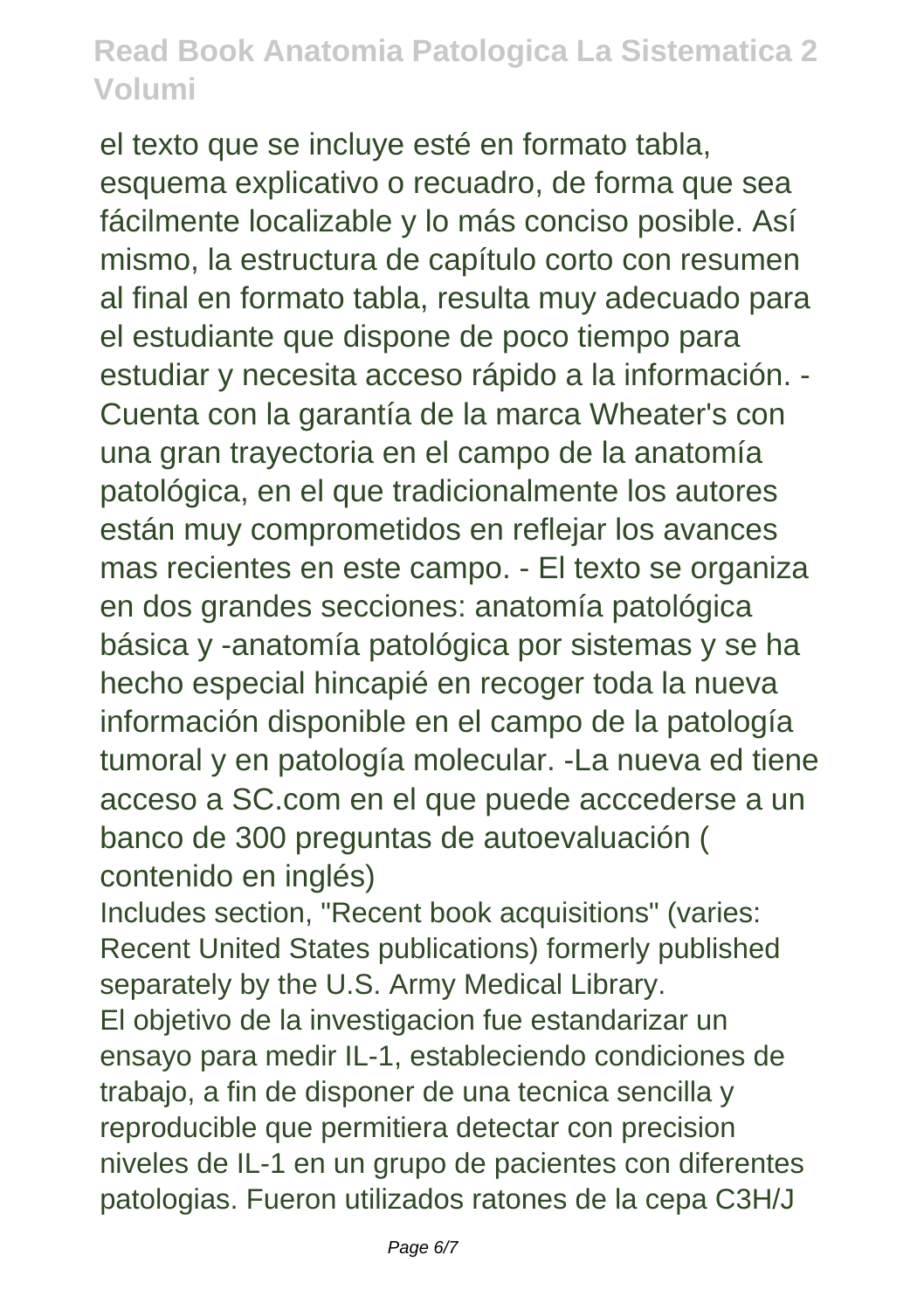el texto que se incluye esté en formato tabla, esquema explicativo o recuadro, de forma que sea fácilmente localizable y lo más conciso posible. Así mismo, la estructura de capítulo corto con resumen al final en formato tabla, resulta muy adecuado para el estudiante que dispone de poco tiempo para estudiar y necesita acceso rápido a la información. - Cuenta con la garantía de la marca Wheater's con una gran trayectoria en el campo de la anatomía patológica, en el que tradicionalmente los autores están muy comprometidos en reflejar los avances mas recientes en este campo. - El texto se organiza en dos grandes secciones: anatomía patológica básica y -anatomía patológica por sistemas y se ha hecho especial hincapié en recoger toda la nueva información disponible en el campo de la patología tumoral y en patología molecular. -La nueva ed tiene acceso a SC.com en el que puede acccederse a un banco de 300 preguntas de autoevaluación ( contenido en inglés)

Includes section, "Recent book acquisitions" (varies: Recent United States publications) formerly published separately by the U.S. Army Medical Library.

El objetivo de la investigacion fue estandarizar un ensayo para medir IL-1, estableciendo condiciones de trabajo, a fin de disponer de una tecnica sencilla y reproducible que permitiera detectar con precision niveles de IL-1 en un grupo de pacientes con diferentes patologias. Fueron utilizados ratones de la cepa C3H/J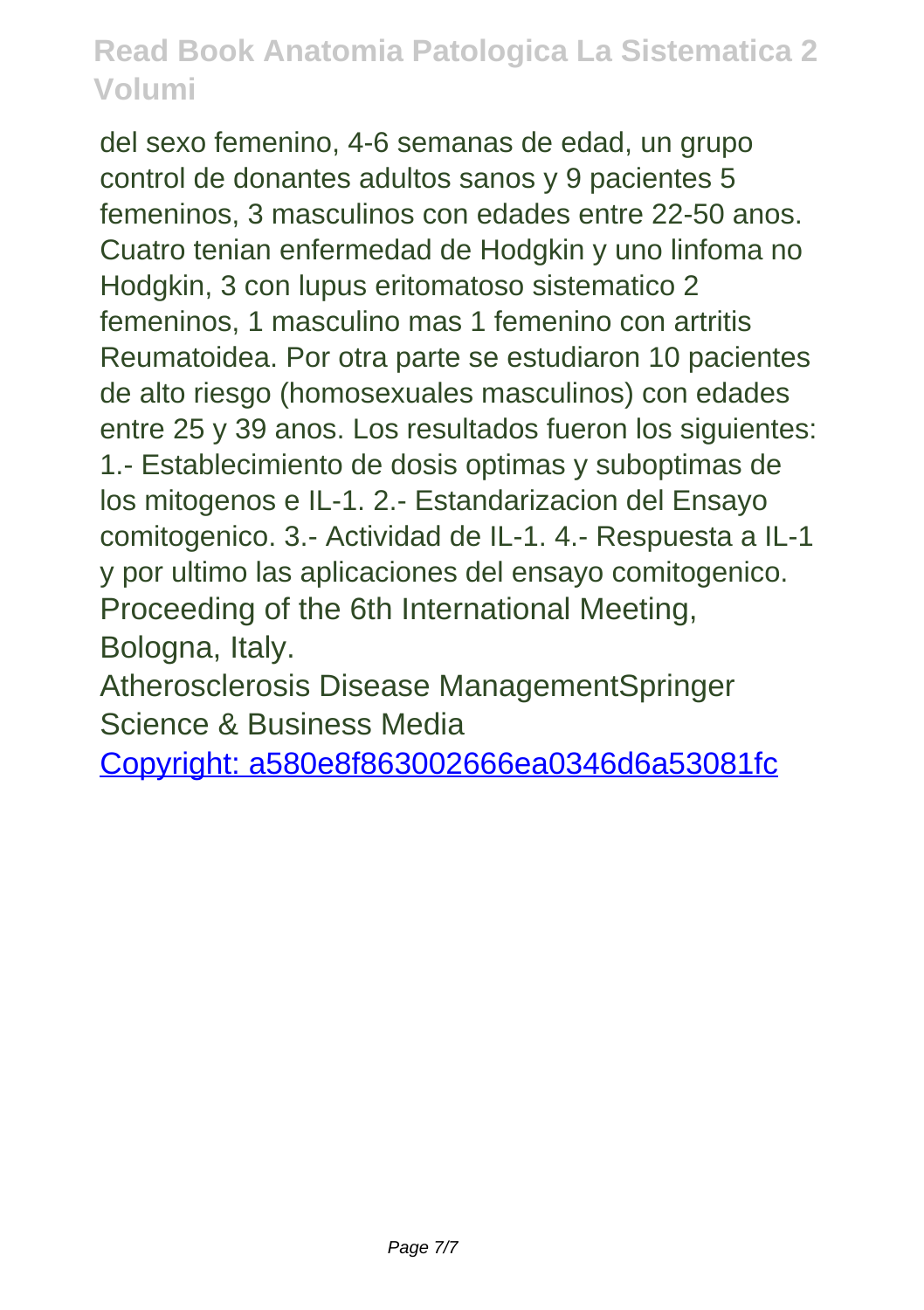del sexo femenino, 4-6 semanas de edad, un grupo control de donantes adultos sanos y 9 pacientes 5 femeninos, 3 masculinos con edades entre 22-50 anos. Cuatro tenian enfermedad de Hodgkin y uno linfoma no Hodgkin, 3 con lupus eritomatoso sistematico 2 femeninos, 1 masculino mas 1 femenino con artritis Reumatoidea. Por otra parte se estudiaron 10 pacientes de alto riesgo (homosexuales masculinos) con edades entre 25 y 39 anos. Los resultados fueron los siguientes: 1.- Establecimiento de dosis optimas y suboptimas de los mitogenos e IL-1. 2.- Estandarizacion del Ensayo comitogenico. 3.- Actividad de IL-1. 4.- Respuesta a IL-1 y por ultimo las aplicaciones del ensayo comitogenico.

Proceeding of the 6th International Meeting, Bologna, Italy.

Atherosclerosis Disease ManagementSpringer Science & Business Media

Copyright: a580e8f863002666ea0346d6a53081fc